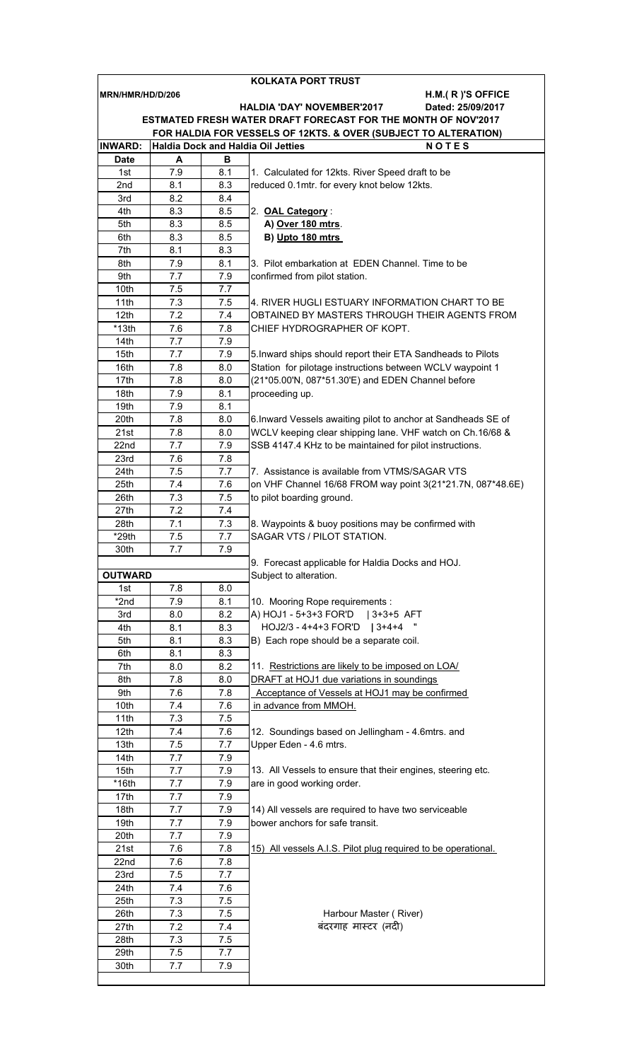# KOLKATA PORT TRUST

**MRN/HMR/HD/D/206** **H.M.( R )'S OFFICE**

**HALDIA 'DAY' NOVEMBER'2017** **Dated: 25/09/2017**

**ESTMATED FRESH WATER DRAFT FORECAST FOR THE MONTH OF NOV'2017**

**FOR HALDIA FOR VESSELS OF 12KTS. & OVER (SUBJECT TO ALTERATION)**

| INWARD: | Haldia Dock and Haldia Oil Jetties | | NOTES |
|---|---|---|---|
| **Date** | **A** | **B** | |
| 1st | 7.9 | 8.1 | 1. Calculated for 12kts. River Speed draft to be |
| 2nd | 8.1 | 8.3 | reduced 0.1mtr. for every knot below 12kts. |
| 3rd | 8.2 | 8.4 | |
| 4th | 8.3 | 8.5 | 2. **OAL Category** : |
| 5th | 8.3 | 8.5 | **A) Over 180 mtrs**. |
| 6th | 8.3 | 8.5 | **B) Upto 180 mtrs** |
| 7th | 8.1 | 8.3 | |
| 8th | 7.9 | 8.1 | 3. Pilot embarkation at EDEN Channel. Time to be |
| 9th | 7.7 | 7.9 | confirmed from pilot station. |
| 10th | 7.5 | 7.7 | |
| 11th | 7.3 | 7.5 | 4. RIVER HUGLI ESTUARY INFORMATION CHART TO BE |
| 12th | 7.2 | 7.4 | OBTAINED BY MASTERS THROUGH THEIR AGENTS FROM |
| *13th | 7.6 | 7.8 | CHIEF HYDROGRAPHER OF KOPT. |
| 14th | 7.7 | 7.9 | |
| 15th | 7.7 | 7.9 | 5.Inward ships should report their ETA Sandheads to Pilots |
| 16th | 7.8 | 8.0 | Station for pilotage instructions between WCLV waypoint 1 |
| 17th | 7.8 | 8.0 | (21*05.00'N, 087*51.30'E) and EDEN Channel before |
| 18th | 7.9 | 8.1 | proceeding up. |
| 19th | 7.9 | 8.1 | |
| 20th | 7.8 | 8.0 | 6.Inward Vessels awaiting pilot to anchor at Sandheads SE of |
| 21st | 7.8 | 8.0 | WCLV keeping clear shipping lane. VHF watch on Ch.16/68 & |
| 22nd | 7.7 | 7.9 | SSB 4147.4 KHz to be maintained for pilot instructions. |
| 23rd | 7.6 | 7.8 | |
| 24th | 7.5 | 7.7 | 7. Assistance is available from VTMS/SAGAR VTS |
| 25th | 7.4 | 7.6 | on VHF Channel 16/68 FROM way point 3(21*21.7N, 087*48.6E) |
| 26th | 7.3 | 7.5 | to pilot boarding ground. |
| 27th | 7.2 | 7.4 | |
| 28th | 7.1 | 7.3 | 8. Waypoints & buoy positions may be confirmed with |
| *29th | 7.5 | 7.7 | SAGAR VTS / PILOT STATION. |
| 30th | 7.7 | 7.9 | |
| | | | 9. Forecast applicable for Haldia Docks and HOJ. |
| **OUTWARD** | | | Subject to alteration. |
| 1st | 7.8 | 8.0 | |
| *2nd | 7.9 | 8.1 | 10. Mooring Rope requirements : |
| 3rd | 8.0 | 8.2 | A) HOJ1 - 5+3+3 FOR'D \| 3+3+5 AFT |
| 4th | 8.1 | 8.3 | HOJ2/3 - 4+4+3 FOR'D \| 3+4+4 " |
| 5th | 8.1 | 8.3 | B) Each rope should be a separate coil. |
| 6th | 8.1 | 8.3 | |
| 7th | 8.0 | 8.2 | 11. Restrictions are likely to be imposed on LOA/ |
| 8th | 7.8 | 8.0 | DRAFT at HOJ1 due variations in soundings |
| 9th | 7.6 | 7.8 | Acceptance of Vessels at HOJ1 may be confirmed |
| 10th | 7.4 | 7.6 | in advance from MMOH. |
| 11th | 7.3 | 7.5 | |
| 12th | 7.4 | 7.6 | 12. Soundings based on Jellingham - 4.6mtrs. and |
| 13th | 7.5 | 7.7 | Upper Eden - 4.6 mtrs. |
| 14th | 7.7 | 7.9 | |
| 15th | 7.7 | 7.9 | 13. All Vessels to ensure that their engines, steering etc. |
| *16th | 7.7 | 7.9 | are in good working order. |
| 17th | 7.7 | 7.9 | |
| 18th | 7.7 | 7.9 | 14) All vessels are required to have two serviceable |
| 19th | 7.7 | 7.9 | bower anchors for safe transit. |
| 20th | 7.7 | 7.9 | |
| 21st | 7.6 | 7.8 | 15) All vessels A.I.S. Pilot plug required to be operational. |
| 22nd | 7.6 | 7.8 | |
| 23rd | 7.5 | 7.7 | |
| 24th | 7.4 | 7.6 | |
| 25th | 7.3 | 7.5 | |
| 26th | 7.3 | 7.5 | Harbour Master ( River) |
| 27th | 7.2 | 7.4 | बंदरगाह मास्टर (नदी) |
| 28th | 7.3 | 7.5 | |
| 29th | 7.5 | 7.7 | |
| 30th | 7.7 | 7.9 | |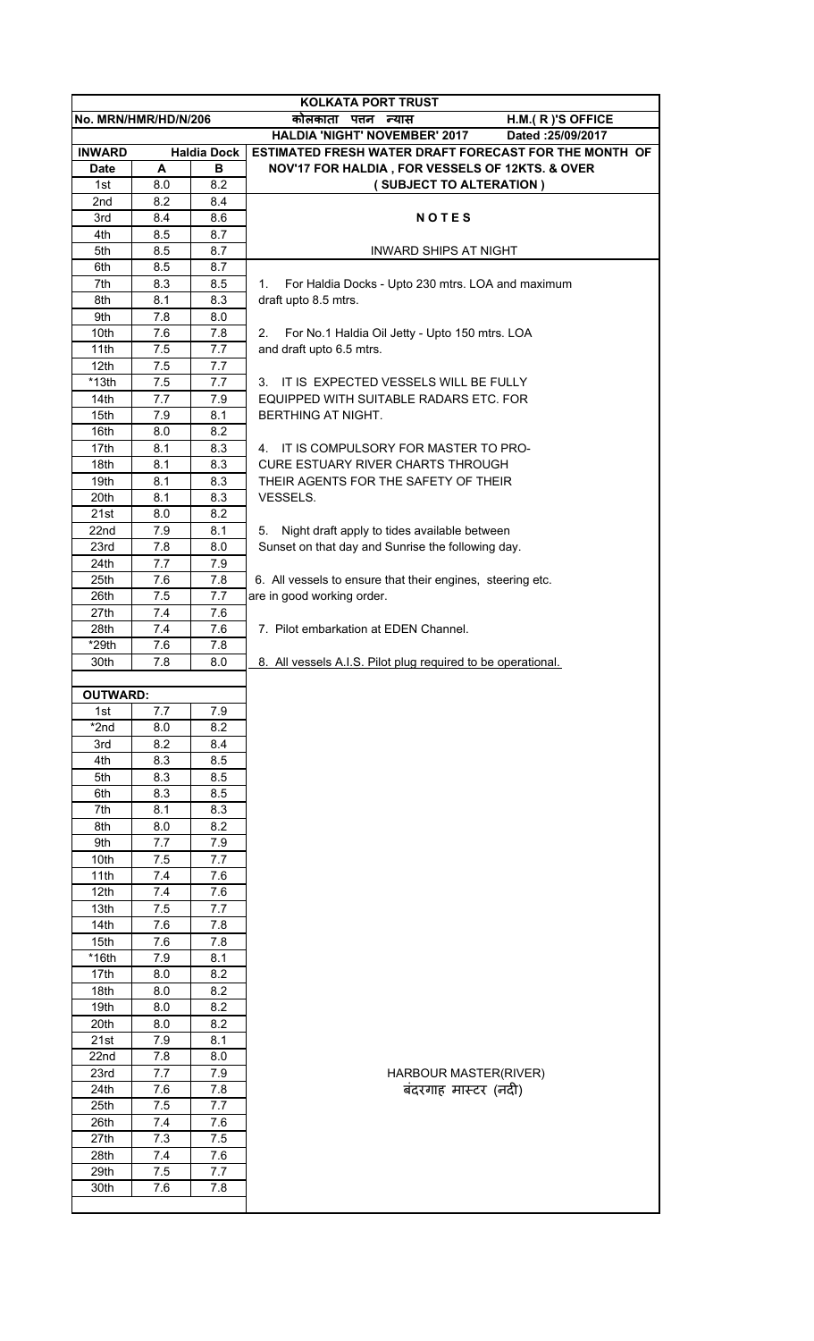**KOLKATA PORT TRUST**

No. MRN/HMR/HD/N/206 — कोलकाता पत्तन न्यास — H.M.( R )'S OFFICE

**HALDIA 'NIGHT' NOVEMBER' 2017** — Dated :25/09/2017

**ESTIMATED FRESH WATER DRAFT FORECAST FOR THE MONTH OF NOV'17 FOR HALDIA , FOR VESSELS OF 12KTS. & OVER**

**( SUBJECT TO ALTERATION )**

| INWARD | Haldia Dock | |
|---|---|---|
| Date | A | B |
| 1st | 8.0 | 8.2 |
| 2nd | 8.2 | 8.4 |
| 3rd | 8.4 | 8.6 |
| 4th | 8.5 | 8.7 |
| 5th | 8.5 | 8.7 |
| 6th | 8.5 | 8.7 |
| 7th | 8.3 | 8.5 |
| 8th | 8.1 | 8.3 |
| 9th | 7.8 | 8.0 |
| 10th | 7.6 | 7.8 |
| 11th | 7.5 | 7.7 |
| 12th | 7.5 | 7.7 |
| *13th | 7.5 | 7.7 |
| 14th | 7.7 | 7.9 |
| 15th | 7.9 | 8.1 |
| 16th | 8.0 | 8.2 |
| 17th | 8.1 | 8.3 |
| 18th | 8.1 | 8.3 |
| 19th | 8.1 | 8.3 |
| 20th | 8.1 | 8.3 |
| 21st | 8.0 | 8.2 |
| 22nd | 7.9 | 8.1 |
| 23rd | 7.8 | 8.0 |
| 24th | 7.7 | 7.9 |
| 25th | 7.6 | 7.8 |
| 26th | 7.5 | 7.7 |
| 27th | 7.4 | 7.6 |
| 28th | 7.4 | 7.6 |
| *29th | 7.6 | 7.8 |
| 30th | 7.8 | 8.0 |
| **OUTWARD:** | | |
| 1st | 7.7 | 7.9 |
| *2nd | 8.0 | 8.2 |
| 3rd | 8.2 | 8.4 |
| 4th | 8.3 | 8.5 |
| 5th | 8.3 | 8.5 |
| 6th | 8.3 | 8.5 |
| 7th | 8.1 | 8.3 |
| 8th | 8.0 | 8.2 |
| 9th | 7.7 | 7.9 |
| 10th | 7.5 | 7.7 |
| 11th | 7.4 | 7.6 |
| 12th | 7.4 | 7.6 |
| 13th | 7.5 | 7.7 |
| 14th | 7.6 | 7.8 |
| 15th | 7.6 | 7.8 |
| *16th | 7.9 | 8.1 |
| 17th | 8.0 | 8.2 |
| 18th | 8.0 | 8.2 |
| 19th | 8.0 | 8.2 |
| 20th | 8.0 | 8.2 |
| 21st | 7.9 | 8.1 |
| 22nd | 7.8 | 8.0 |
| 23rd | 7.7 | 7.9 |
| 24th | 7.6 | 7.8 |
| 25th | 7.5 | 7.7 |
| 26th | 7.4 | 7.6 |
| 27th | 7.3 | 7.5 |
| 28th | 7.4 | 7.6 |
| 29th | 7.5 | 7.7 |
| 30th | 7.6 | 7.8 |

**N O T E S**

INWARD SHIPS AT NIGHT

1. For Haldia Docks - Upto 230 mtrs. LOA and maximum draft upto 8.5 mtrs.

2. For No.1 Haldia Oil Jetty - Upto 150 mtrs. LOA and draft upto 6.5 mtrs.

3. IT IS EXPECTED VESSELS WILL BE FULLY EQUIPPED WITH SUITABLE RADARS ETC. FOR BERTHING AT NIGHT.

4. IT IS COMPULSORY FOR MASTER TO PROCURE ESTUARY RIVER CHARTS THROUGH THEIR AGENTS FOR THE SAFETY OF THEIR VESSELS.

5. Night draft apply to tides available between Sunset on that day and Sunrise the following day.

6. All vessels to ensure that their engines, steering etc. are in good working order.

7. Pilot embarkation at EDEN Channel.

8. All vessels A.I.S. Pilot plug required to be operational.

HARBOUR MASTER(RIVER)

बंदरगाह मास्टर (नदी)